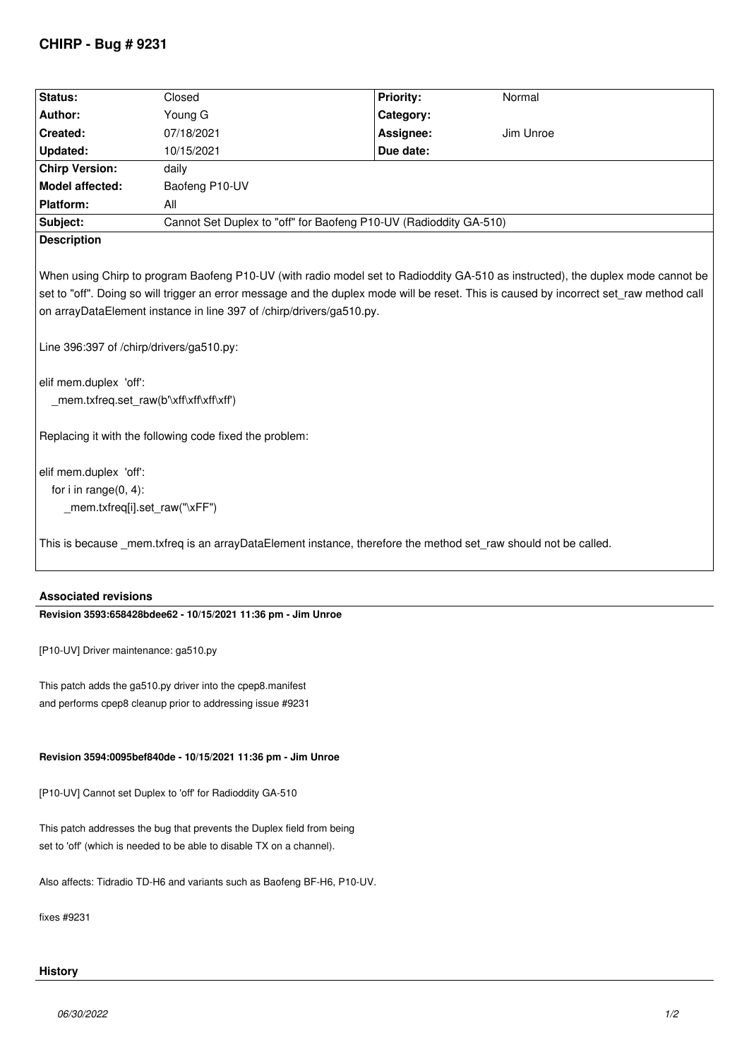# CHIRP - Bug # 9231

| Status: | Closed | Priority: | Normal |
|---|---|---|---|
| Author: | Young G | Category: | |
| Created: | 07/18/2021 | Assignee: | Jim Unroe |
| Updated: | 10/15/2021 | Due date: | |
| Chirp Version: | daily | | |
| Model affected: | Baofeng P10-UV | | |
| Platform: | All | | |
| Subject: | Cannot Set Duplex to "off" for Baofeng P10-UV (Radioddity GA-510) | | |

**Description**

When using Chirp to program Baofeng P10-UV (with radio model set to Radioddity GA-510 as instructed), the duplex mode cannot be set to "off". Doing so will trigger an error message and the duplex mode will be reset. This is caused by incorrect set_raw method call on arrayDataElement instance in line 397 of /chirp/drivers/ga510.py.

Line 396:397 of /chirp/drivers/ga510.py:

```
elif mem.duplex  'off':
    _mem.txfreq.set_raw(b'\xff\xff\xff\xff')
```

Replacing it with the following code fixed the problem:

```
elif mem.duplex  'off':
    for i in range(0, 4):
        _mem.txfreq[i].set_raw("\xFF")
```

This is because _mem.txfreq is an arrayDataElement instance, therefore the method set_raw should not be called.

## Associated revisions

**Revision 3593:658428bdee62 - 10/15/2021 11:36 pm - Jim Unroe**

[P10-UV] Driver maintenance: ga510.py

This patch adds the ga510.py driver into the cpep8.manifest
and performs cpep8 cleanup prior to addressing issue #9231

**Revision 3594:0095bef840de - 10/15/2021 11:36 pm - Jim Unroe**

[P10-UV] Cannot set Duplex to 'off' for Radioddity GA-510

This patch addresses the bug that prevents the Duplex field from being
set to 'off' (which is needed to be able to disable TX on a channel).

Also affects: Tidradio TD-H6 and variants such as Baofeng BF-H6, P10-UV.

fixes #9231

## History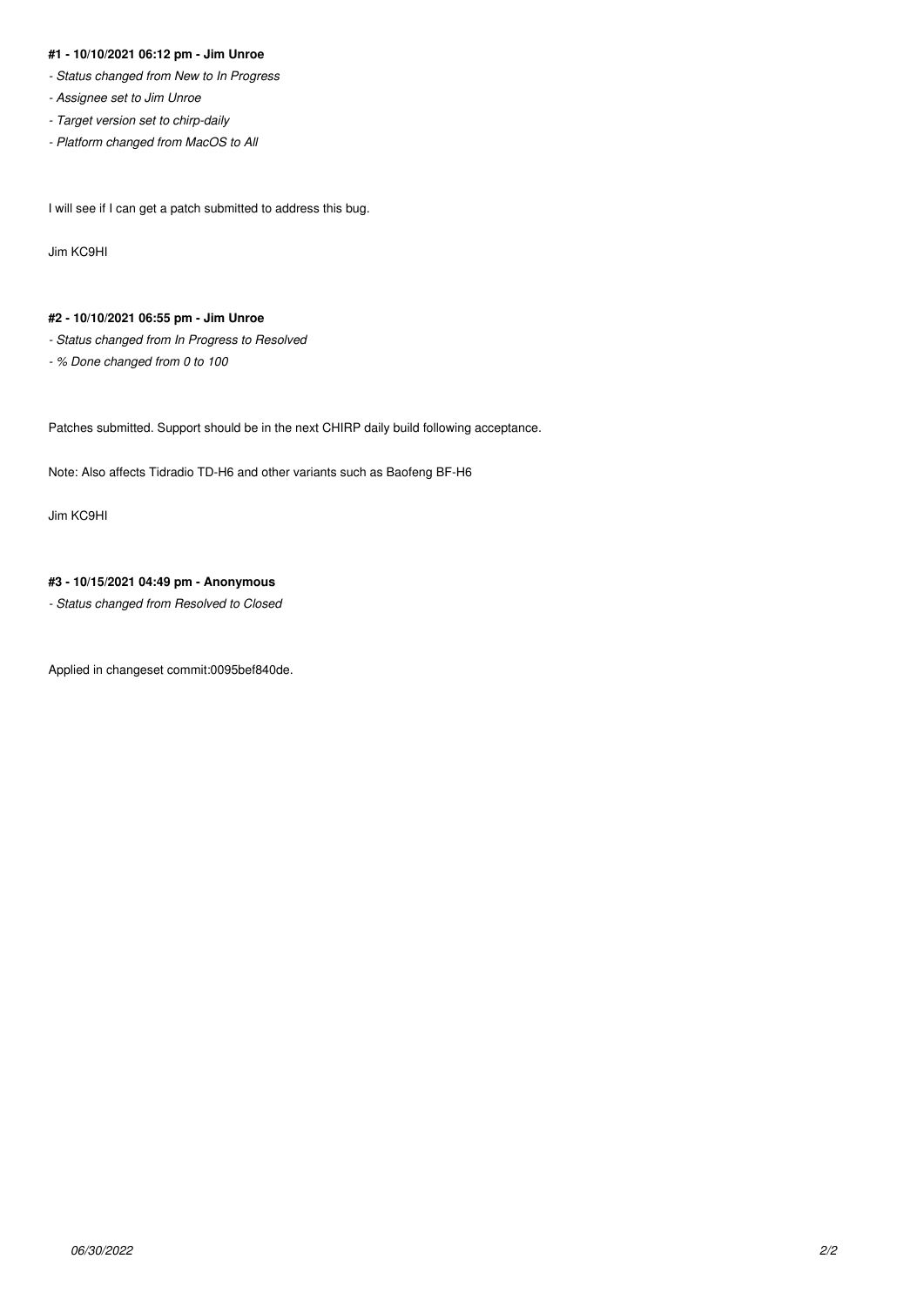**#1 - 10/10/2021 06:12 pm - Jim Unroe**

*- Status changed from New to In Progress*

*- Assignee set to Jim Unroe*

*- Target version set to chirp-daily*

*- Platform changed from MacOS to All*

I will see if I can get a patch submitted to address this bug.

Jim KC9HI

**#2 - 10/10/2021 06:55 pm - Jim Unroe**

*- Status changed from In Progress to Resolved*

*- % Done changed from 0 to 100*

Patches submitted. Support should be in the next CHIRP daily build following acceptance.

Note: Also affects Tidradio TD-H6 and other variants such as Baofeng BF-H6

Jim KC9HI

**#3 - 10/15/2021 04:49 pm - Anonymous**

*- Status changed from Resolved to Closed*

Applied in changeset commit:0095bef840de.